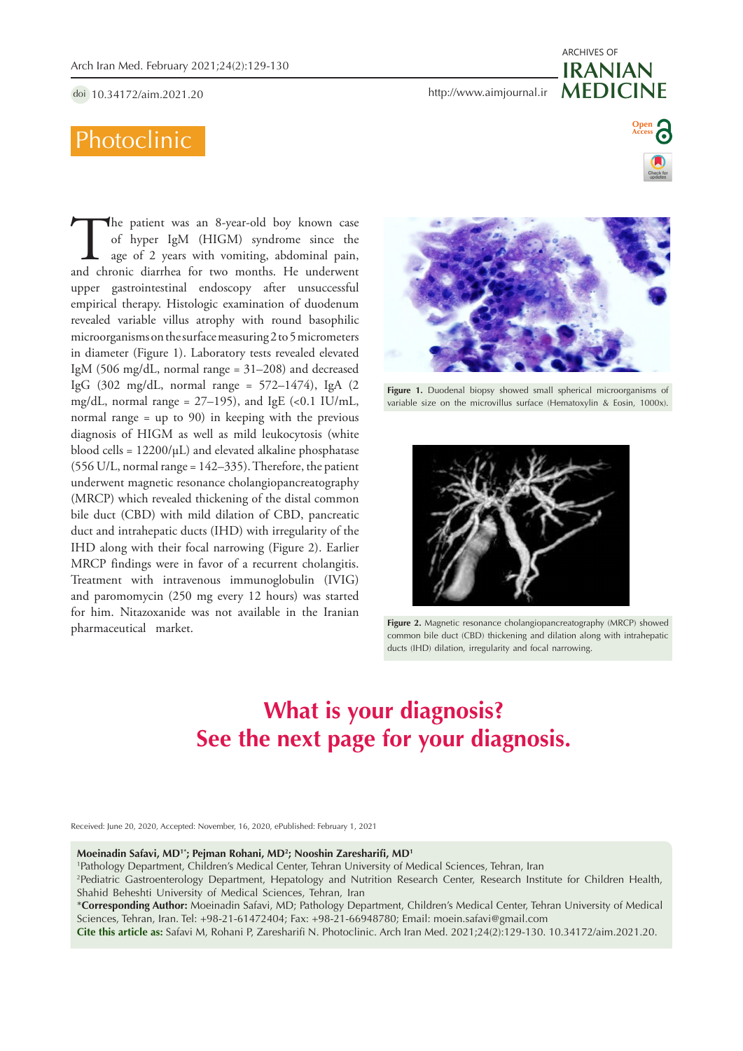Photoclinic

The patient was an 8-year-old boy known case of hyper IgM (HIGM) syndrome since the age of 2 years with vomiting, abdominal pain, and chronic diarrhea for two months. He underwent upper gastrointestinal endoscopy after unsuccessful empirical therapy. Histologic examination of duodenum revealed variable villus atrophy with round basophilic microorganisms on the surface measuring 2 to 5 micrometers in diameter (Figure 1). Laboratory tests revealed elevated IgM (506 mg/dL, normal range = 31–208) and decreased IgG (302 mg/dL, normal range = 572–1474), IgA (2 mg/dL, normal range = 27–195), and IgE (<0.1 IU/mL, normal range = up to 90) in keeping with the previous diagnosis of HIGM as well as mild leukocytosis (white blood cells = 12200/μL) and elevated alkaline phosphatase (556 U/L, normal range = 142–335). Therefore, the patient underwent magnetic resonance cholangiopancreatography (MRCP) which revealed thickening of the distal common bile duct (CBD) with mild dilation of CBD, pancreatic duct and intrahepatic ducts (IHD) with irregularity of the IHD along with their focal narrowing (Figure 2). Earlier MRCP findings were in favor of a recurrent cholangitis. Treatment with intravenous immunoglobulin (IVIG) and paromomycin (250 mg every 12 hours) was started for him. Nitazoxanide was not available in the Iranian pharmaceutical market.

**Figure 1.** Duodenal biopsy showed small spherical microorganisms of variable size on the microvillus surface (Hematoxylin & Eosin, 1000x).

**Figure 2.** Magnetic resonance cholangiopancreatography (MRCP) showed common bile duct (CBD) thickening and dilation along with intrahepatic ducts (IHD) dilation, irregularity and focal narrowing.

## What is your diagnosis?
## See the next page for your diagnosis.

Received: June 20, 2020, Accepted: November, 16, 2020, ePublished: February 1, 2021

**Moeinadin Safavi, MD[1]*; Pejman Rohani, MD[2]; Nooshin Zaresharifi, MD[1]**

[1]Pathology Department, Children's Medical Center, Tehran University of Medical Sciences, Tehran, Iran

[2]Pediatric Gastroenterology Department, Hepatology and Nutrition Research Center, Research Institute for Children Health, Shahid Beheshti University of Medical Sciences, Tehran, Iran

***Corresponding Author:** Moeinadin Safavi, MD; Pathology Department, Children's Medical Center, Tehran University of Medical Sciences, Tehran, Iran. Tel: +98-21-61472404; Fax: +98-21-66948780; Email: moein.safavi@gmail.com

**Cite this article as:** Safavi M, Rohani P, Zaresharifi N. Photoclinic. Arch Iran Med. 2021;24(2):129-130. 10.34172/aim.2021.20.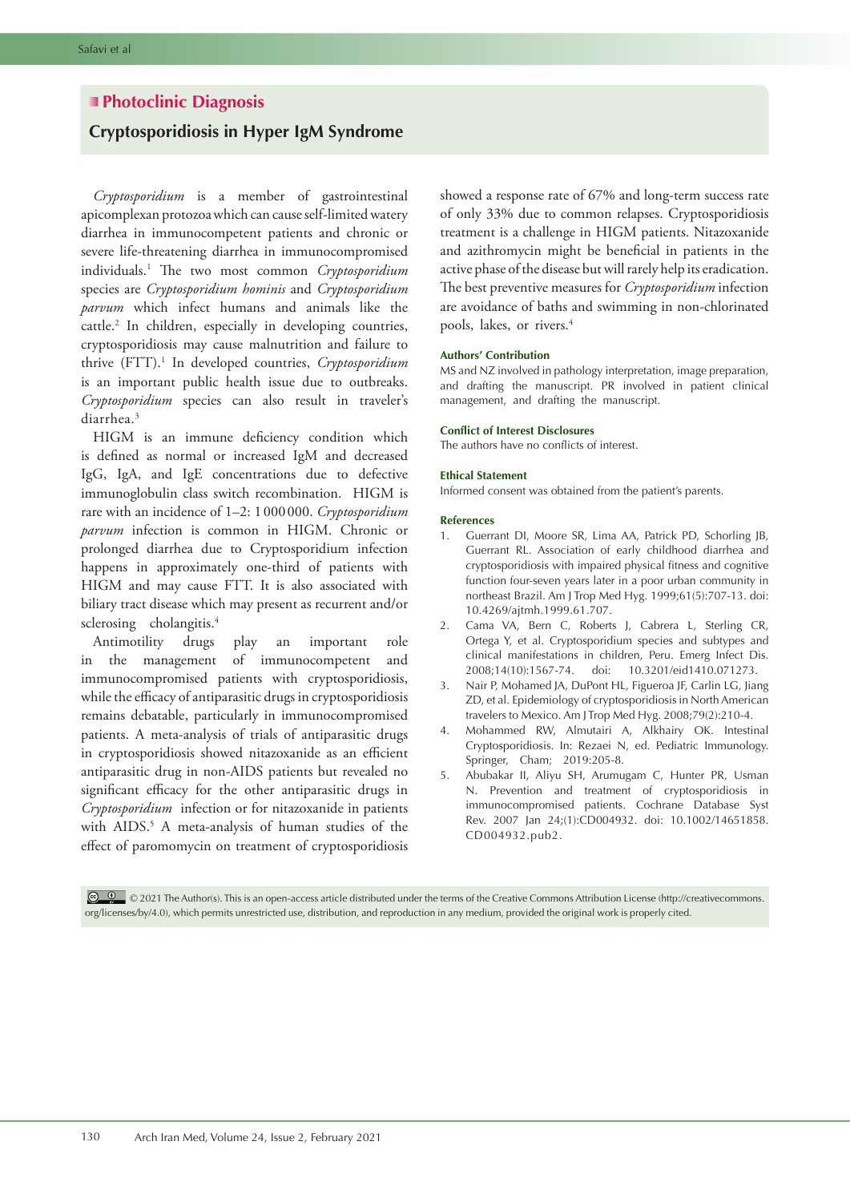## Photoclinic Diagnosis

### Cryptosporidiosis in Hyper IgM Syndrome

*Cryptosporidium* is a member of gastrointestinal apicomplexan protozoa which can cause self-limited watery diarrhea in immunocompetent patients and chronic or severe life-threatening diarrhea in immunocompromised individuals.[1] The two most common *Cryptosporidium* species are *Cryptosporidium hominis* and *Cryptosporidium parvum* which infect humans and animals like the cattle.[2] In children, especially in developing countries, cryptosporidiosis may cause malnutrition and failure to thrive (FTT).[1] In developed countries, *Cryptosporidium* is an important public health issue due to outbreaks. *Cryptosporidium* species can also result in traveler's diarrhea.[3]

HIGM is an immune deficiency condition which is defined as normal or increased IgM and decreased IgG, IgA, and IgE concentrations due to defective immunoglobulin class switch recombination. HIGM is rare with an incidence of 1–2: 1 000 000. *Cryptosporidium parvum* infection is common in HIGM. Chronic or prolonged diarrhea due to Cryptosporidium infection happens in approximately one-third of patients with HIGM and may cause FTT. It is also associated with biliary tract disease which may present as recurrent and/or sclerosing cholangitis.[4]

Antimotility drugs play an important role in the management of immunocompetent and immunocompromised patients with cryptosporidiosis, while the efficacy of antiparasitic drugs in cryptosporidiosis remains debatable, particularly in immunocompromised patients. A meta-analysis of trials of antiparasitic drugs in cryptosporidiosis showed nitazoxanide as an efficient antiparasitic drug in non-AIDS patients but revealed no significant efficacy for the other antiparasitic drugs in *Cryptosporidium* infection or for nitazoxanide in patients with AIDS.[5] A meta-analysis of human studies of the effect of paromomycin on treatment of cryptosporidiosis showed a response rate of 67% and long-term success rate of only 33% due to common relapses. Cryptosporidiosis treatment is a challenge in HIGM patients. Nitazoxanide and azithromycin might be beneficial in patients in the active phase of the disease but will rarely help its eradication. The best preventive measures for *Cryptosporidium* infection are avoidance of baths and swimming in non-chlorinated pools, lakes, or rivers.[4]

#### Authors' Contribution

MS and NZ involved in pathology interpretation, image preparation, and drafting the manuscript. PR involved in patient clinical management, and drafting the manuscript.

#### Conflict of Interest Disclosures

The authors have no conflicts of interest.

#### Ethical Statement

Informed consent was obtained from the patient's parents.

#### References

1. Guerrant DI, Moore SR, Lima AA, Patrick PD, Schorling JB, Guerrant RL. Association of early childhood diarrhea and cryptosporidiosis with impaired physical fitness and cognitive function four-seven years later in a poor urban community in northeast Brazil. Am J Trop Med Hyg. 1999;61(5):707-13. doi: 10.4269/ajtmh.1999.61.707.
2. Cama VA, Bern C, Roberts J, Cabrera L, Sterling CR, Ortega Y, et al. Cryptosporidium species and subtypes and clinical manifestations in children, Peru. Emerg Infect Dis. 2008;14(10):1567-74. doi: 10.3201/eid1410.071273.
3. Nair P, Mohamed JA, DuPont HL, Figueroa JF, Carlin LG, Jiang ZD, et al. Epidemiology of cryptosporidiosis in North American travelers to Mexico. Am J Trop Med Hyg. 2008;79(2):210-4.
4. Mohammed RW, Almutairi A, Alkhairy OK. Intestinal Cryptosporidiosis. In: Rezaei N, ed. Pediatric Immunology. Springer, Cham; 2019:205-8.
5. Abubakar II, Aliyu SH, Arumugam C, Hunter PR, Usman N. Prevention and treatment of cryptosporidiosis in immunocompromised patients. Cochrane Database Syst Rev. 2007 Jan 24;(1):CD004932. doi: 10.1002/14651858.CD004932.pub2.

© 2021 The Author(s). This is an open-access article distributed under the terms of the Creative Commons Attribution License (http://creativecommons.org/licenses/by/4.0), which permits unrestricted use, distribution, and reproduction in any medium, provided the original work is properly cited.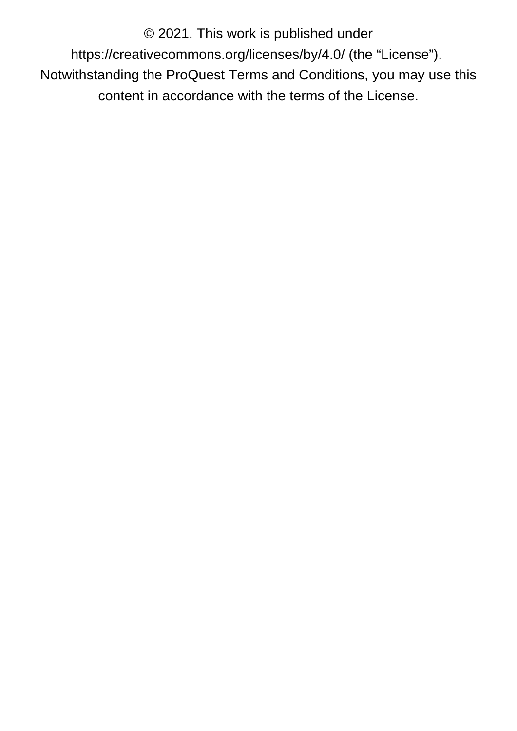© 2021. This work is published under https://creativecommons.org/licenses/by/4.0/ (the "License"). Notwithstanding the ProQuest Terms and Conditions, you may use this content in accordance with the terms of the License.